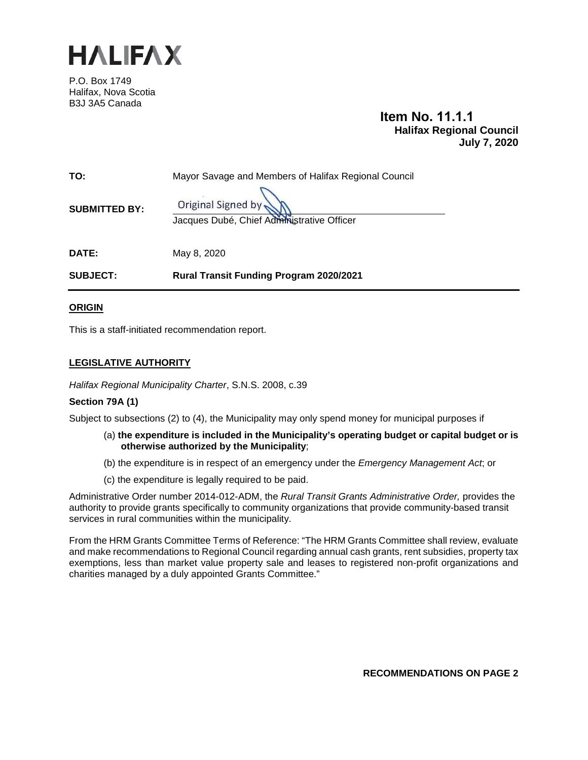# HALIFAX

P.O. Box 1749
Halifax, Nova Scotia
B3J 3A5 Canada

**Item No. 11.1.1**
**Halifax Regional Council**
**July 7, 2020**

| | |
|---|---|
| **TO:** | Mayor Savage and Members of Halifax Regional Council |
| **SUBMITTED BY:** | Original Signed by<br>Jacques Dubé, Chief Administrative Officer |
| **DATE:** | May 8, 2020 |
| **SUBJECT:** | **Rural Transit Funding Program 2020/2021** |

## ORIGIN

This is a staff-initiated recommendation report.

## LEGISLATIVE AUTHORITY

*Halifax Regional Municipality Charter*, S.N.S. 2008, c.39

**Section 79A (1)**

Subject to subsections (2) to (4), the Municipality may only spend money for municipal purposes if

(a) **the expenditure is included in the Municipality's operating budget or capital budget or is otherwise authorized by the Municipality**;

(b) the expenditure is in respect of an emergency under the *Emergency Management Act*; or

(c) the expenditure is legally required to be paid.

Administrative Order number 2014-012-ADM, the *Rural Transit Grants Administrative Order,* provides the authority to provide grants specifically to community organizations that provide community-based transit services in rural communities within the municipality.

From the HRM Grants Committee Terms of Reference: "The HRM Grants Committee shall review, evaluate and make recommendations to Regional Council regarding annual cash grants, rent subsidies, property tax exemptions, less than market value property sale and leases to registered non-profit organizations and charities managed by a duly appointed Grants Committee."

**RECOMMENDATIONS ON PAGE 2**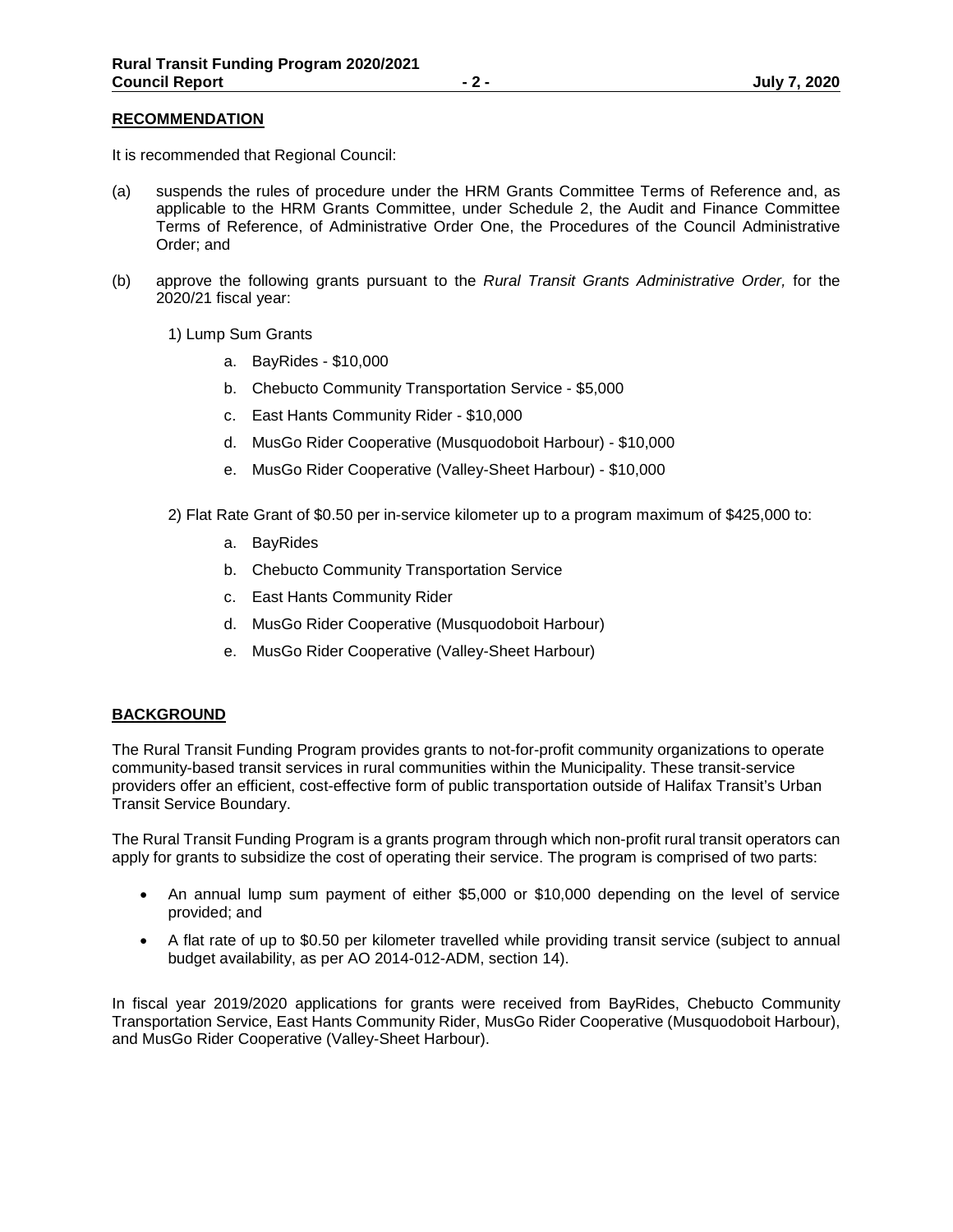## RECOMMENDATION

It is recommended that Regional Council:

(a) suspends the rules of procedure under the HRM Grants Committee Terms of Reference and, as applicable to the HRM Grants Committee, under Schedule 2, the Audit and Finance Committee Terms of Reference, of Administrative Order One, the Procedures of the Council Administrative Order; and

(b) approve the following grants pursuant to the *Rural Transit Grants Administrative Order,* for the 2020/21 fiscal year:

1) Lump Sum Grants

   a. BayRides - $10,000
   b. Chebucto Community Transportation Service - $5,000
   c. East Hants Community Rider - $10,000
   d. MusGo Rider Cooperative (Musquodoboit Harbour) - $10,000
   e. MusGo Rider Cooperative (Valley-Sheet Harbour) - $10,000

2) Flat Rate Grant of $0.50 per in-service kilometer up to a program maximum of $425,000 to:

   a. BayRides
   b. Chebucto Community Transportation Service
   c. East Hants Community Rider
   d. MusGo Rider Cooperative (Musquodoboit Harbour)
   e. MusGo Rider Cooperative (Valley-Sheet Harbour)

## BACKGROUND

The Rural Transit Funding Program provides grants to not-for-profit community organizations to operate community-based transit services in rural communities within the Municipality. These transit-service providers offer an efficient, cost-effective form of public transportation outside of Halifax Transit's Urban Transit Service Boundary.

The Rural Transit Funding Program is a grants program through which non-profit rural transit operators can apply for grants to subsidize the cost of operating their service. The program is comprised of two parts:

- An annual lump sum payment of either $5,000 or $10,000 depending on the level of service provided; and
- A flat rate of up to $0.50 per kilometer travelled while providing transit service (subject to annual budget availability, as per AO 2014-012-ADM, section 14).

In fiscal year 2019/2020 applications for grants were received from BayRides, Chebucto Community Transportation Service, East Hants Community Rider, MusGo Rider Cooperative (Musquodoboit Harbour), and MusGo Rider Cooperative (Valley-Sheet Harbour).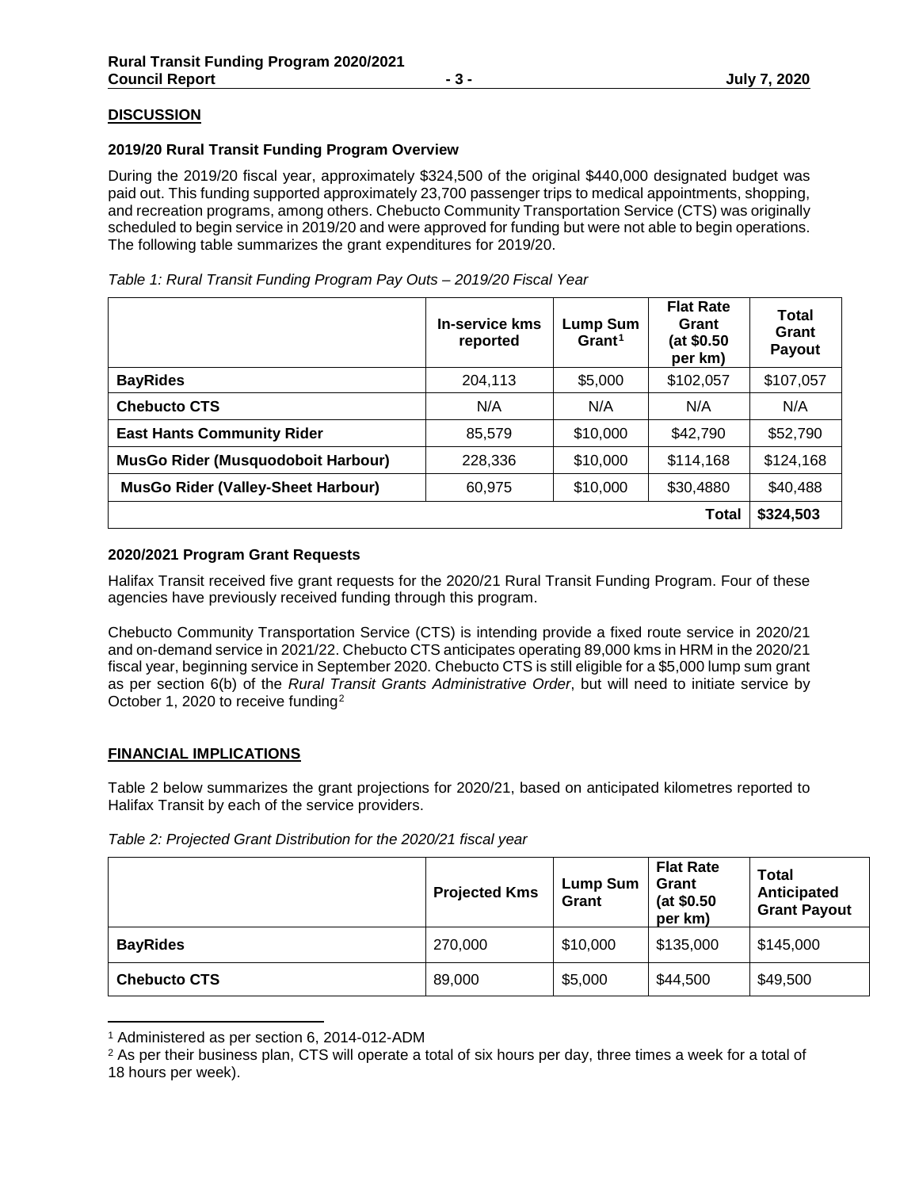## DISCUSSION

### 2019/20 Rural Transit Funding Program Overview

During the 2019/20 fiscal year, approximately $324,500 of the original $440,000 designated budget was paid out. This funding supported approximately 23,700 passenger trips to medical appointments, shopping, and recreation programs, among others. Chebucto Community Transportation Service (CTS) was originally scheduled to begin service in 2019/20 and were approved for funding but were not able to begin operations. The following table summarizes the grant expenditures for 2019/20.

*Table 1: Rural Transit Funding Program Pay Outs – 2019/20 Fiscal Year*

| | In-service kms reported | Lump Sum Grant[1] | Flat Rate Grant (at $0.50 per km) | Total Grant Payout |
|---|---|---|---|---|
| **BayRides** | 204,113 | $5,000 | $102,057 | $107,057 |
| **Chebucto CTS** | N/A | N/A | N/A | N/A |
| **East Hants Community Rider** | 85,579 | $10,000 | $42,790 | $52,790 |
| **MusGo Rider (Musquodoboit Harbour)** | 228,336 | $10,000 | $114,168 | $124,168 |
| **MusGo Rider (Valley-Sheet Harbour)** | 60,975 | $10,000 | $30,4880 | $40,488 |
| | | | **Total** | **$324,503** |

### 2020/2021 Program Grant Requests

Halifax Transit received five grant requests for the 2020/21 Rural Transit Funding Program. Four of these agencies have previously received funding through this program.

Chebucto Community Transportation Service (CTS) is intending provide a fixed route service in 2020/21 and on-demand service in 2021/22. Chebucto CTS anticipates operating 89,000 kms in HRM in the 2020/21 fiscal year, beginning service in September 2020. Chebucto CTS is still eligible for a $5,000 lump sum grant as per section 6(b) of the *Rural Transit Grants Administrative Order*, but will need to initiate service by October 1, 2020 to receive funding[2]

## FINANCIAL IMPLICATIONS

Table 2 below summarizes the grant projections for 2020/21, based on anticipated kilometres reported to Halifax Transit by each of the service providers.

*Table 2: Projected Grant Distribution for the 2020/21 fiscal year*

| | Projected Kms | Lump Sum Grant | Flat Rate Grant (at $0.50 per km) | Total Anticipated Grant Payout |
|---|---|---|---|---|
| **BayRides** | 270,000 | $10,000 | $135,000 | $145,000 |
| **Chebucto CTS** | 89,000 | $5,000 | $44,500 | $49,500 |

[1] Administered as per section 6, 2014-012-ADM

[2] As per their business plan, CTS will operate a total of six hours per day, three times a week for a total of 18 hours per week).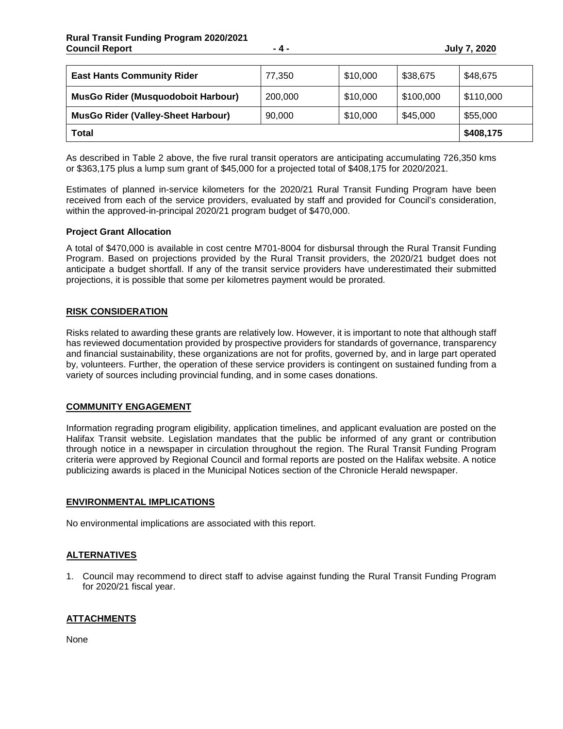| East Hants Community Rider | 77,350 | $10,000 | $38,675 | $48,675 |
| --- | --- | --- | --- | --- |
| MusGo Rider (Musquodoboit Harbour) | 200,000 | $10,000 | $100,000 | $110,000 |
| MusGo Rider (Valley-Sheet Harbour) | 90,000 | $10,000 | $45,000 | $55,000 |
| **Total** | | | | **$408,175** |

As described in Table 2 above, the five rural transit operators are anticipating accumulating 726,350 kms or $363,175 plus a lump sum grant of $45,000 for a projected total of $408,175 for 2020/2021.

Estimates of planned in-service kilometers for the 2020/21 Rural Transit Funding Program have been received from each of the service providers, evaluated by staff and provided for Council's consideration, within the approved-in-principal 2020/21 program budget of $470,000.

### Project Grant Allocation

A total of $470,000 is available in cost centre M701-8004 for disbursal through the Rural Transit Funding Program. Based on projections provided by the Rural Transit providers, the 2020/21 budget does not anticipate a budget shortfall. If any of the transit service providers have underestimated their submitted projections, it is possible that some per kilometres payment would be prorated.

## RISK CONSIDERATION

Risks related to awarding these grants are relatively low. However, it is important to note that although staff has reviewed documentation provided by prospective providers for standards of governance, transparency and financial sustainability, these organizations are not for profits, governed by, and in large part operated by, volunteers. Further, the operation of these service providers is contingent on sustained funding from a variety of sources including provincial funding, and in some cases donations.

## COMMUNITY ENGAGEMENT

Information regrading program eligibility, application timelines, and applicant evaluation are posted on the Halifax Transit website. Legislation mandates that the public be informed of any grant or contribution through notice in a newspaper in circulation throughout the region. The Rural Transit Funding Program criteria were approved by Regional Council and formal reports are posted on the Halifax website. A notice publicizing awards is placed in the Municipal Notices section of the Chronicle Herald newspaper.

## ENVIRONMENTAL IMPLICATIONS

No environmental implications are associated with this report.

## ALTERNATIVES

1. Council may recommend to direct staff to advise against funding the Rural Transit Funding Program for 2020/21 fiscal year.

## ATTACHMENTS

None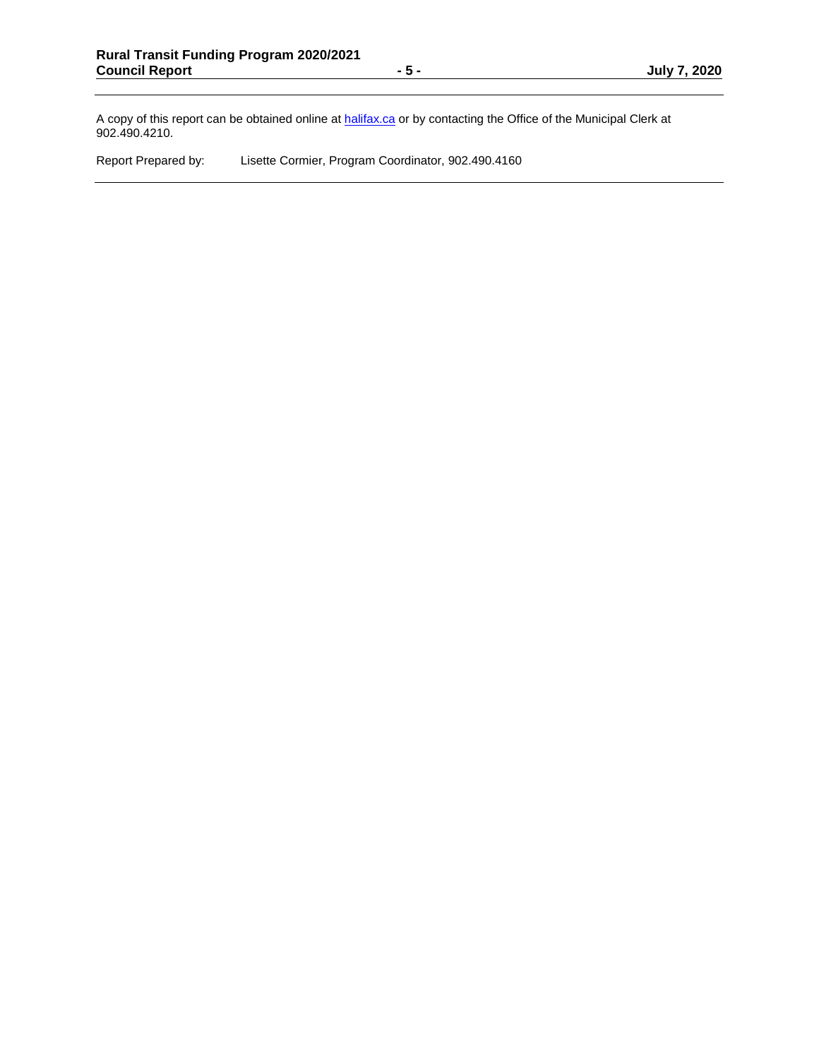A copy of this report can be obtained online at [halifax.ca](halifax.ca) or by contacting the Office of the Municipal Clerk at 902.490.4210.

Report Prepared by: Lisette Cormier, Program Coordinator, 902.490.4160